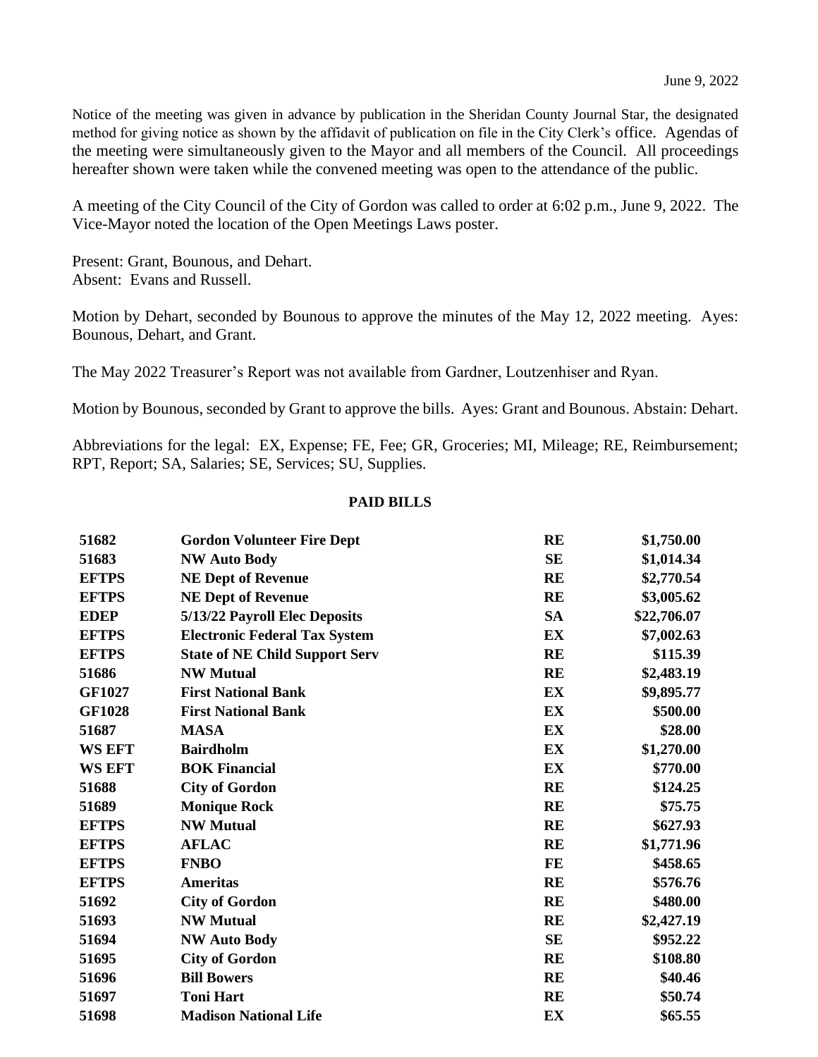June 9, 2022

Notice of the meeting was given in advance by publication in the Sheridan County Journal Star, the designated method for giving notice as shown by the affidavit of publication on file in the City Clerk's office. Agendas of the meeting were simultaneously given to the Mayor and all members of the Council. All proceedings hereafter shown were taken while the convened meeting was open to the attendance of the public.

A meeting of the City Council of the City of Gordon was called to order at 6:02 p.m., June 9, 2022. The Vice-Mayor noted the location of the Open Meetings Laws poster.

Present: Grant, Bounous, and Dehart.
Absent: Evans and Russell.

Motion by Dehart, seconded by Bounous to approve the minutes of the May 12, 2022 meeting. Ayes: Bounous, Dehart, and Grant.

The May 2022 Treasurer's Report was not available from Gardner, Loutzenhiser and Ryan.

Motion by Bounous, seconded by Grant to approve the bills. Ayes: Grant and Bounous. Abstain: Dehart.

Abbreviations for the legal: EX, Expense; FE, Fee; GR, Groceries; MI, Mileage; RE, Reimbursement; RPT, Report; SA, Salaries; SE, Services; SU, Supplies.

**PAID BILLS**

| | | | |
|---|---|---|---|
| **51682** | **Gordon Volunteer Fire Dept** | **RE** | **$1,750.00** |
| **51683** | **NW Auto Body** | **SE** | **$1,014.34** |
| **EFTPS** | **NE Dept of Revenue** | **RE** | **$2,770.54** |
| **EFTPS** | **NE Dept of Revenue** | **RE** | **$3,005.62** |
| **EDEP** | **5/13/22 Payroll Elec Deposits** | **SA** | **$22,706.07** |
| **EFTPS** | **Electronic Federal Tax System** | **EX** | **$7,002.63** |
| **EFTPS** | **State of NE Child Support Serv** | **RE** | **$115.39** |
| **51686** | **NW Mutual** | **RE** | **$2,483.19** |
| **GF1027** | **First National Bank** | **EX** | **$9,895.77** |
| **GF1028** | **First National Bank** | **EX** | **$500.00** |
| **51687** | **MASA** | **EX** | **$28.00** |
| **WS EFT** | **Bairdholm** | **EX** | **$1,270.00** |
| **WS EFT** | **BOK Financial** | **EX** | **$770.00** |
| **51688** | **City of Gordon** | **RE** | **$124.25** |
| **51689** | **Monique Rock** | **RE** | **$75.75** |
| **EFTPS** | **NW Mutual** | **RE** | **$627.93** |
| **EFTPS** | **AFLAC** | **RE** | **$1,771.96** |
| **EFTPS** | **FNBO** | **FE** | **$458.65** |
| **EFTPS** | **Ameritas** | **RE** | **$576.76** |
| **51692** | **City of Gordon** | **RE** | **$480.00** |
| **51693** | **NW Mutual** | **RE** | **$2,427.19** |
| **51694** | **NW Auto Body** | **SE** | **$952.22** |
| **51695** | **City of Gordon** | **RE** | **$108.80** |
| **51696** | **Bill Bowers** | **RE** | **$40.46** |
| **51697** | **Toni Hart** | **RE** | **$50.74** |
| **51698** | **Madison National Life** | **EX** | **$65.55** |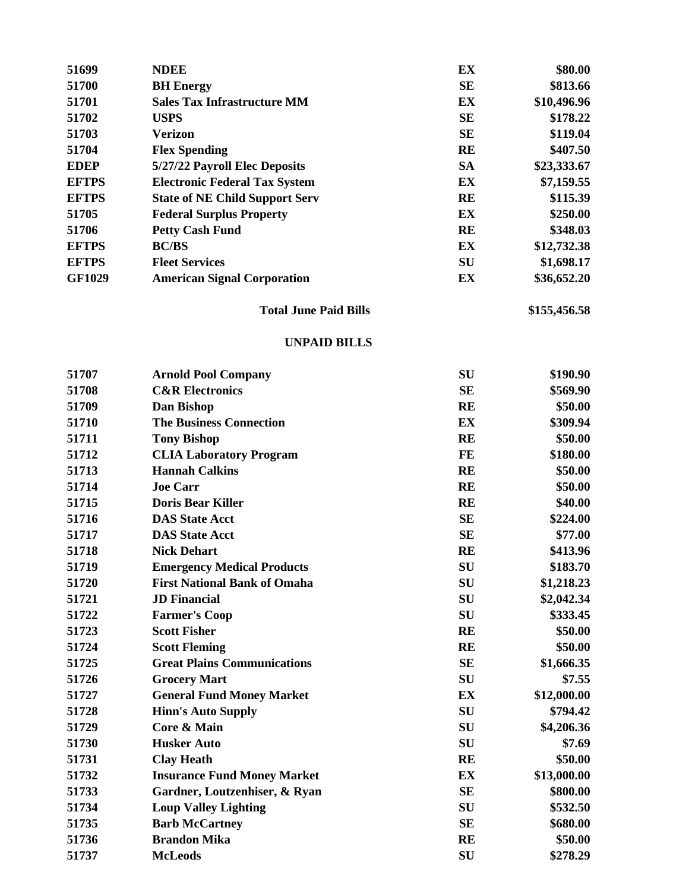| | | | |
|---|---|---|---|
| **51699** | **NDEE** | **EX** | **$80.00** |
| **51700** | **BH Energy** | **SE** | **$813.66** |
| **51701** | **Sales Tax Infrastructure MM** | **EX** | **$10,496.96** |
| **51702** | **USPS** | **SE** | **$178.22** |
| **51703** | **Verizon** | **SE** | **$119.04** |
| **51704** | **Flex Spending** | **RE** | **$407.50** |
| **EDEP** | **5/27/22 Payroll Elec Deposits** | **SA** | **$23,333.67** |
| **EFTPS** | **Electronic Federal Tax System** | **EX** | **$7,159.55** |
| **EFTPS** | **State of NE Child Support Serv** | **RE** | **$115.39** |
| **51705** | **Federal Surplus Property** | **EX** | **$250.00** |
| **51706** | **Petty Cash Fund** | **RE** | **$348.03** |
| **EFTPS** | **BC/BS** | **EX** | **$12,732.38** |
| **EFTPS** | **Fleet Services** | **SU** | **$1,698.17** |
| **GF1029** | **American Signal Corporation** | **EX** | **$36,652.20** |
| | **Total June Paid Bills** | | **$155,456.58** |

**UNPAID BILLS**

| | | | |
|---|---|---|---|
| **51707** | **Arnold Pool Company** | **SU** | **$190.90** |
| **51708** | **C&R Electronics** | **SE** | **$569.90** |
| **51709** | **Dan Bishop** | **RE** | **$50.00** |
| **51710** | **The Business Connection** | **EX** | **$309.94** |
| **51711** | **Tony Bishop** | **RE** | **$50.00** |
| **51712** | **CLIA Laboratory Program** | **FE** | **$180.00** |
| **51713** | **Hannah Calkins** | **RE** | **$50.00** |
| **51714** | **Joe Carr** | **RE** | **$50.00** |
| **51715** | **Doris Bear Killer** | **RE** | **$40.00** |
| **51716** | **DAS State Acct** | **SE** | **$224.00** |
| **51717** | **DAS State Acct** | **SE** | **$77.00** |
| **51718** | **Nick Dehart** | **RE** | **$413.96** |
| **51719** | **Emergency Medical Products** | **SU** | **$183.70** |
| **51720** | **First National Bank of Omaha** | **SU** | **$1,218.23** |
| **51721** | **JD Financial** | **SU** | **$2,042.34** |
| **51722** | **Farmer's Coop** | **SU** | **$333.45** |
| **51723** | **Scott Fisher** | **RE** | **$50.00** |
| **51724** | **Scott Fleming** | **RE** | **$50.00** |
| **51725** | **Great Plains Communications** | **SE** | **$1,666.35** |
| **51726** | **Grocery Mart** | **SU** | **$7.55** |
| **51727** | **General Fund Money Market** | **EX** | **$12,000.00** |
| **51728** | **Hinn's Auto Supply** | **SU** | **$794.42** |
| **51729** | **Core & Main** | **SU** | **$4,206.36** |
| **51730** | **Husker Auto** | **SU** | **$7.69** |
| **51731** | **Clay Heath** | **RE** | **$50.00** |
| **51732** | **Insurance Fund Money Market** | **EX** | **$13,000.00** |
| **51733** | **Gardner, Loutzenhiser, & Ryan** | **SE** | **$800.00** |
| **51734** | **Loup Valley Lighting** | **SU** | **$532.50** |
| **51735** | **Barb McCartney** | **SE** | **$680.00** |
| **51736** | **Brandon Mika** | **RE** | **$50.00** |
| **51737** | **McLeods** | **SU** | **$278.29** |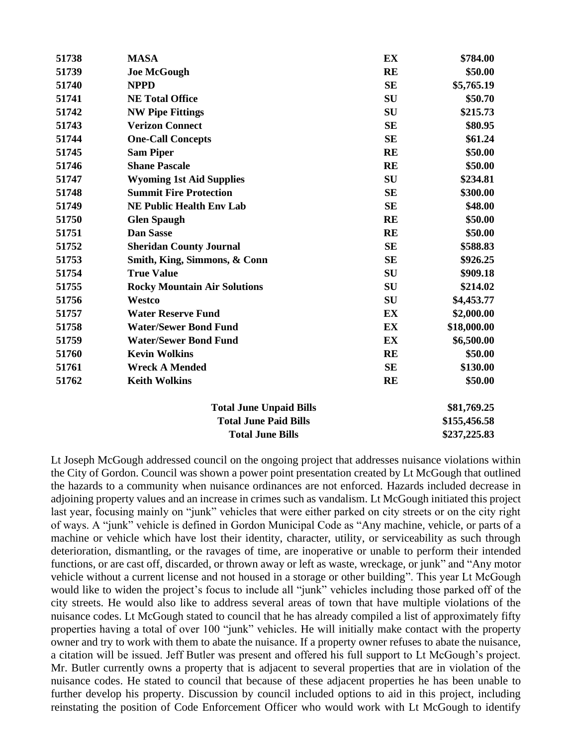| | | | |
|---|---|---|---|
| **51738** | **MASA** | **EX** | **$784.00** |
| **51739** | **Joe McGough** | **RE** | **$50.00** |
| **51740** | **NPPD** | **SE** | **$5,765.19** |
| **51741** | **NE Total Office** | **SU** | **$50.70** |
| **51742** | **NW Pipe Fittings** | **SU** | **$215.73** |
| **51743** | **Verizon Connect** | **SE** | **$80.95** |
| **51744** | **One-Call Concepts** | **SE** | **$61.24** |
| **51745** | **Sam Piper** | **RE** | **$50.00** |
| **51746** | **Shane Pascale** | **RE** | **$50.00** |
| **51747** | **Wyoming 1st Aid Supplies** | **SU** | **$234.81** |
| **51748** | **Summit Fire Protection** | **SE** | **$300.00** |
| **51749** | **NE Public Health Env Lab** | **SE** | **$48.00** |
| **51750** | **Glen Spaugh** | **RE** | **$50.00** |
| **51751** | **Dan Sasse** | **RE** | **$50.00** |
| **51752** | **Sheridan County Journal** | **SE** | **$588.83** |
| **51753** | **Smith, King, Simmons, & Conn** | **SE** | **$926.25** |
| **51754** | **True Value** | **SU** | **$909.18** |
| **51755** | **Rocky Mountain Air Solutions** | **SU** | **$214.02** |
| **51756** | **Westco** | **SU** | **$4,453.77** |
| **51757** | **Water Reserve Fund** | **EX** | **$2,000.00** |
| **51758** | **Water/Sewer Bond Fund** | **EX** | **$18,000.00** |
| **51759** | **Water/Sewer Bond Fund** | **EX** | **$6,500.00** |
| **51760** | **Kevin Wolkins** | **RE** | **$50.00** |
| **51761** | **Wreck A Mended** | **SE** | **$130.00** |
| **51762** | **Keith Wolkins** | **RE** | **$50.00** |
| | **Total June Unpaid Bills** | | **$81,769.25** |
| | **Total June Paid Bills** | | **$155,456.58** |
| | **Total June Bills** | | **$237,225.83** |

Lt Joseph McGough addressed council on the ongoing project that addresses nuisance violations within the City of Gordon. Council was shown a power point presentation created by Lt McGough that outlined the hazards to a community when nuisance ordinances are not enforced. Hazards included decrease in adjoining property values and an increase in crimes such as vandalism. Lt McGough initiated this project last year, focusing mainly on "junk" vehicles that were either parked on city streets or on the city right of ways. A "junk" vehicle is defined in Gordon Municipal Code as "Any machine, vehicle, or parts of a machine or vehicle which have lost their identity, character, utility, or serviceability as such through deterioration, dismantling, or the ravages of time, are inoperative or unable to perform their intended functions, or are cast off, discarded, or thrown away or left as waste, wreckage, or junk" and "Any motor vehicle without a current license and not housed in a storage or other building". This year Lt McGough would like to widen the project's focus to include all "junk" vehicles including those parked off of the city streets. He would also like to address several areas of town that have multiple violations of the nuisance codes. Lt McGough stated to council that he has already compiled a list of approximately fifty properties having a total of over 100 "junk" vehicles. He will initially make contact with the property owner and try to work with them to abate the nuisance. If a property owner refuses to abate the nuisance, a citation will be issued. Jeff Butler was present and offered his full support to Lt McGough's project. Mr. Butler currently owns a property that is adjacent to several properties that are in violation of the nuisance codes. He stated to council that because of these adjacent properties he has been unable to further develop his property. Discussion by council included options to aid in this project, including reinstating the position of Code Enforcement Officer who would work with Lt McGough to identify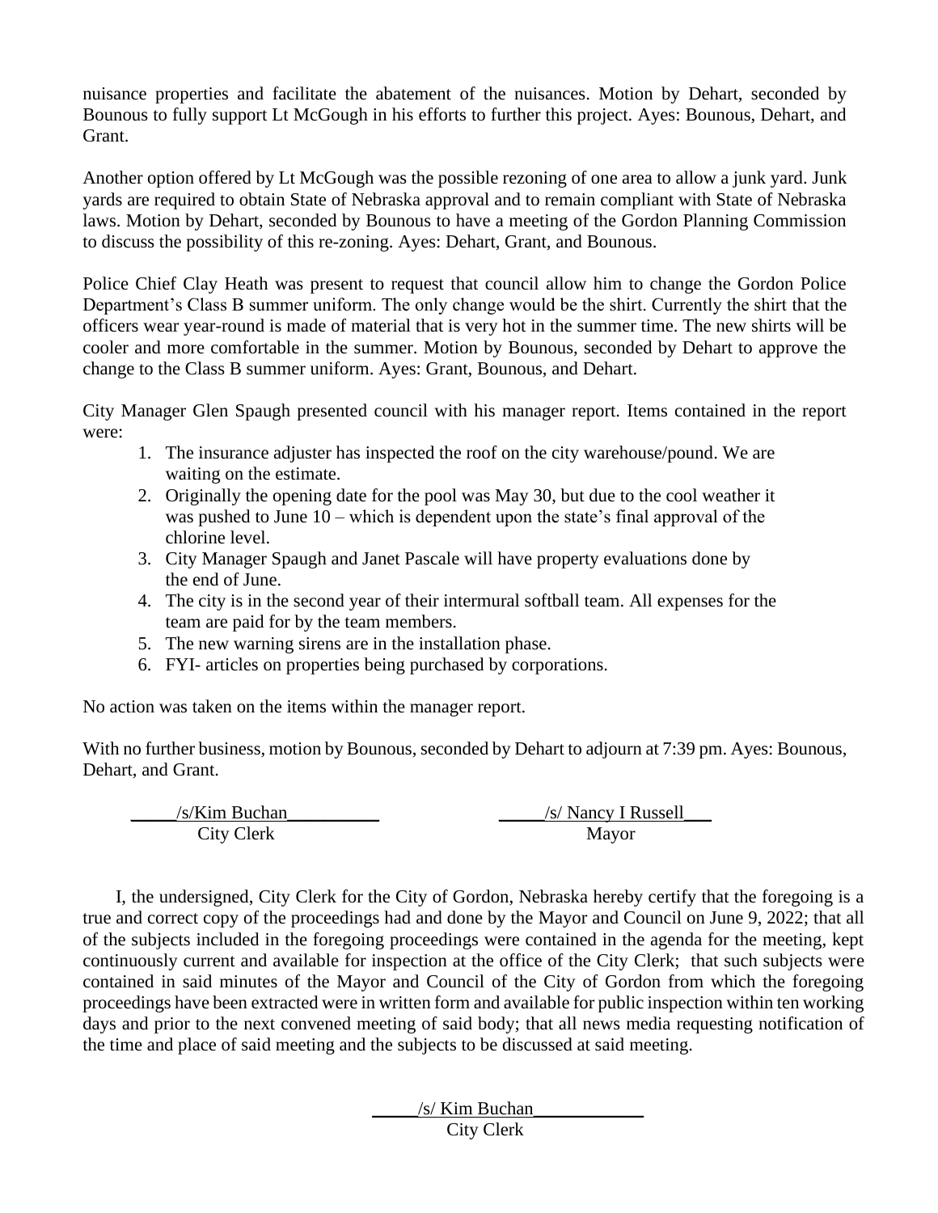nuisance properties and facilitate the abatement of the nuisances. Motion by Dehart, seconded by Bounous to fully support Lt McGough in his efforts to further this project. Ayes: Bounous, Dehart, and Grant.

Another option offered by Lt McGough was the possible rezoning of one area to allow a junk yard. Junk yards are required to obtain State of Nebraska approval and to remain compliant with State of Nebraska laws. Motion by Dehart, seconded by Bounous to have a meeting of the Gordon Planning Commission to discuss the possibility of this re-zoning. Ayes: Dehart, Grant, and Bounous.

Police Chief Clay Heath was present to request that council allow him to change the Gordon Police Department's Class B summer uniform. The only change would be the shirt. Currently the shirt that the officers wear year-round is made of material that is very hot in the summer time. The new shirts will be cooler and more comfortable in the summer. Motion by Bounous, seconded by Dehart to approve the change to the Class B summer uniform. Ayes: Grant, Bounous, and Dehart.

City Manager Glen Spaugh presented council with his manager report. Items contained in the report were:

1. The insurance adjuster has inspected the roof on the city warehouse/pound. We are waiting on the estimate.
2. Originally the opening date for the pool was May 30, but due to the cool weather it was pushed to June 10 – which is dependent upon the state's final approval of the chlorine level.
3. City Manager Spaugh and Janet Pascale will have property evaluations done by the end of June.
4. The city is in the second year of their intermural softball team. All expenses for the team are paid for by the team members.
5. The new warning sirens are in the installation phase.
6. FYI- articles on properties being purchased by corporations.

No action was taken on the items within the manager report.

With no further business, motion by Bounous, seconded by Dehart to adjourn at 7:39 pm. Ayes: Bounous, Dehart, and Grant.

_____/s/Kim Buchan__________
City Clerk

_____/s/ Nancy I Russell___
Mayor

I, the undersigned, City Clerk for the City of Gordon, Nebraska hereby certify that the foregoing is a true and correct copy of the proceedings had and done by the Mayor and Council on June 9, 2022; that all of the subjects included in the foregoing proceedings were contained in the agenda for the meeting, kept continuously current and available for inspection at the office of the City Clerk; that such subjects were contained in said minutes of the Mayor and Council of the City of Gordon from which the foregoing proceedings have been extracted were in written form and available for public inspection within ten working days and prior to the next convened meeting of said body; that all news media requesting notification of the time and place of said meeting and the subjects to be discussed at said meeting.

_____/s/ Kim Buchan____________
City Clerk